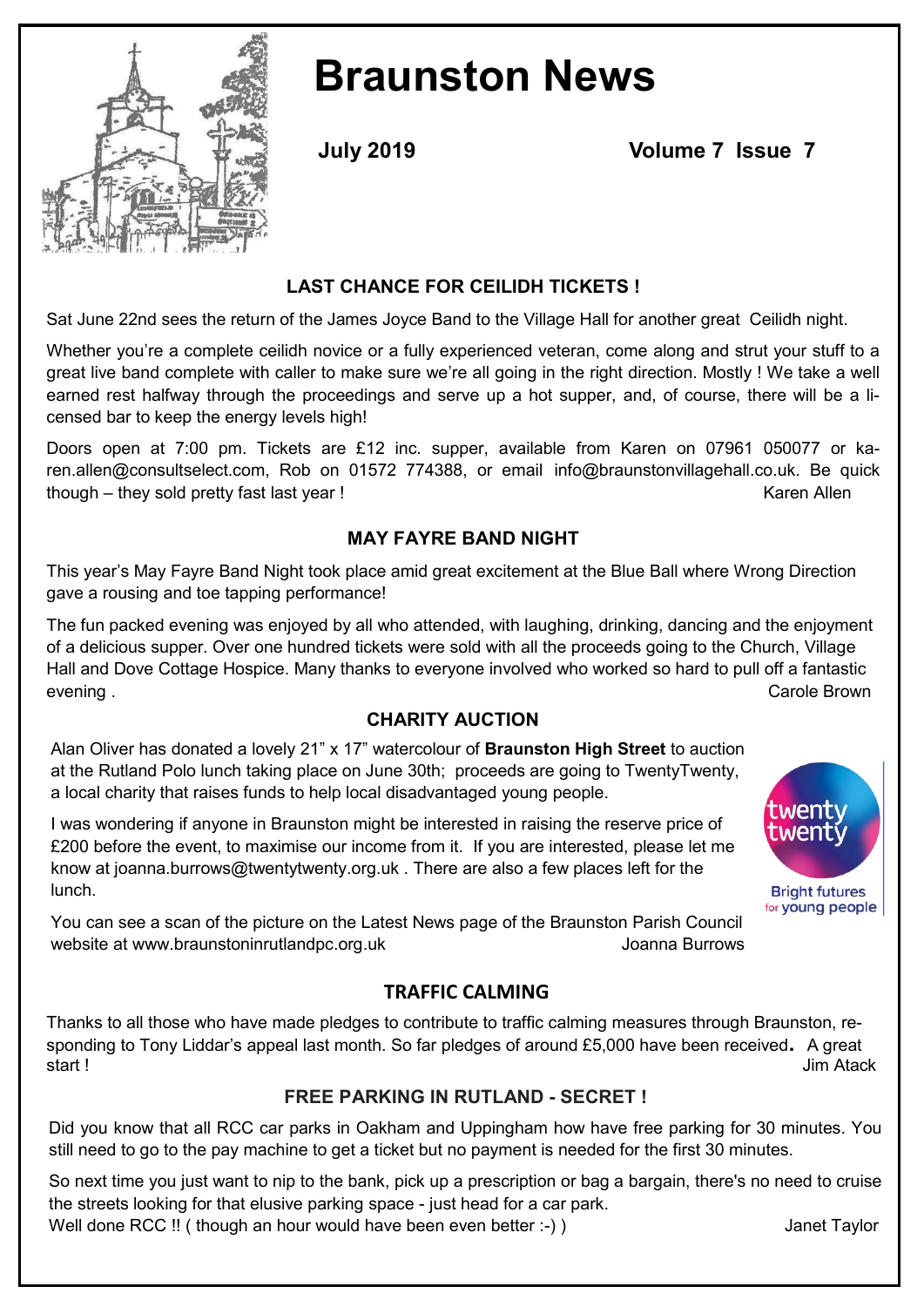# Braunston News

**July 2019** **Volume 7 Issue 7**

## LAST CHANCE FOR CEILIDH TICKETS !

Sat June 22nd sees the return of the James Joyce Band to the Village Hall for another great Ceilidh night.

Whether you're a complete ceilidh novice or a fully experienced veteran, come along and strut your stuff to a great live band complete with caller to make sure we're all going in the right direction. Mostly ! We take a well earned rest halfway through the proceedings and serve up a hot supper, and, of course, there will be a licensed bar to keep the energy levels high!

Doors open at 7:00 pm. Tickets are £12 inc. supper, available from Karen on 07961 050077 or karen.allen@consultselect.com, Rob on 01572 774388, or email info@braunstonvillagehall.co.uk. Be quick though – they sold pretty fast last year !

Karen Allen

## MAY FAYRE BAND NIGHT

This year's May Fayre Band Night took place amid great excitement at the Blue Ball where Wrong Direction gave a rousing and toe tapping performance!

The fun packed evening was enjoyed by all who attended, with laughing, drinking, dancing and the enjoyment of a delicious supper. Over one hundred tickets were sold with all the proceeds going to the Church, Village Hall and Dove Cottage Hospice. Many thanks to everyone involved who worked so hard to pull off a fantastic evening .

Carole Brown

## CHARITY AUCTION

Alan Oliver has donated a lovely 21" x 17" watercolour of **Braunston High Street** to auction at the Rutland Polo lunch taking place on June 30th; proceeds are going to TwentyTwenty, a local charity that raises funds to help local disadvantaged young people.

I was wondering if anyone in Braunston might be interested in raising the reserve price of £200 before the event, to maximise our income from it. If you are interested, please let me know at joanna.burrows@twentytwenty.org.uk . There are also a few places left for the lunch.

You can see a scan of the picture on the Latest News page of the Braunston Parish Council website at www.braunstoninrutlandpc.org.uk

Joanna Burrows

twenty twenty
Bright futures for young people

## TRAFFIC CALMING

Thanks to all those who have made pledges to contribute to traffic calming measures through Braunston, responding to Tony Liddar's appeal last month. So far pledges of around £5,000 have been received. A great start !

Jim Atack

## FREE PARKING IN RUTLAND - SECRET !

Did you know that all RCC car parks in Oakham and Uppingham how have free parking for 30 minutes. You still need to go to the pay machine to get a ticket but no payment is needed for the first 30 minutes.

So next time you just want to nip to the bank, pick up a prescription or bag a bargain, there's no need to cruise the streets looking for that elusive parking space - just head for a car park.

Well done RCC !! ( though an hour would have been even better :-) )

Janet Taylor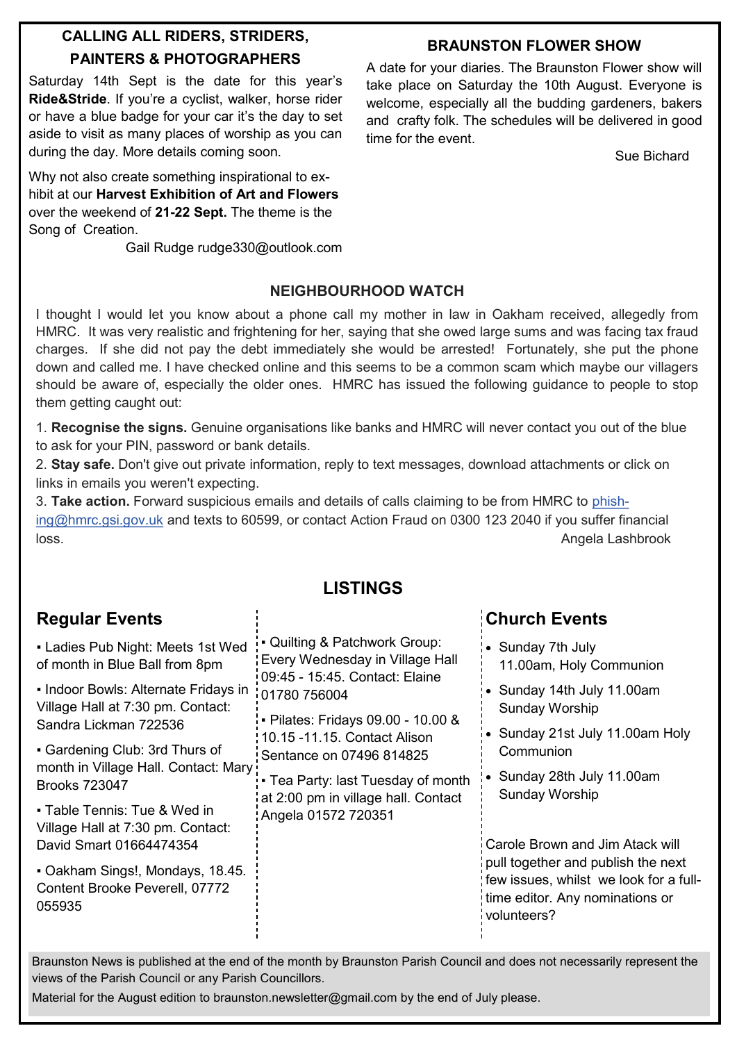## CALLING ALL RIDERS, STRIDERS, PAINTERS & PHOTOGRAPHERS

Saturday 14th Sept is the date for this year's **Ride&Stride**. If you're a cyclist, walker, horse rider or have a blue badge for your car it's the day to set aside to visit as many places of worship as you can during the day. More details coming soon.

Why not also create something inspirational to exhibit at our **Harvest Exhibition of Art and Flowers** over the weekend of **21-22 Sept.** The theme is the Song of Creation.

Gail Rudge rudge330@outlook.com

## BRAUNSTON FLOWER SHOW

A date for your diaries. The Braunston Flower show will take place on Saturday the 10th August. Everyone is welcome, especially all the budding gardeners, bakers and crafty folk. The schedules will be delivered in good time for the event.

Sue Bichard

## NEIGHBOURHOOD WATCH

I thought I would let you know about a phone call my mother in law in Oakham received, allegedly from HMRC. It was very realistic and frightening for her, saying that she owed large sums and was facing tax fraud charges. If she did not pay the debt immediately she would be arrested! Fortunately, she put the phone down and called me. I have checked online and this seems to be a common scam which maybe our villagers should be aware of, especially the older ones. HMRC has issued the following guidance to people to stop them getting caught out:

1. **Recognise the signs.** Genuine organisations like banks and HMRC will never contact you out of the blue to ask for your PIN, password or bank details.
2. **Stay safe.** Don't give out private information, reply to text messages, download attachments or click on links in emails you weren't expecting.
3. **Take action.** Forward suspicious emails and details of calls claiming to be from HMRC to phishing@hmrc.gsi.gov.uk and texts to 60599, or contact Action Fraud on 0300 123 2040 if you suffer financial loss.

Angela Lashbrook

# LISTINGS

## Regular Events

- Ladies Pub Night: Meets 1st Wed of month in Blue Ball from 8pm
- Indoor Bowls: Alternate Fridays in Village Hall at 7:30 pm. Contact: Sandra Lickman 722536
- Gardening Club: 3rd Thurs of month in Village Hall. Contact: Mary Brooks 723047
- Table Tennis: Tue & Wed in Village Hall at 7:30 pm. Contact: David Smart 01664474354
- Oakham Sings!, Mondays, 18.45. Content Brooke Peverell, 07772 055935
- Quilting & Patchwork Group: Every Wednesday in Village Hall 09:45 - 15:45. Contact: Elaine 01780 756004
- Pilates: Fridays 09.00 - 10.00 & 10.15 -11.15. Contact Alison Sentance on 07496 814825
- Tea Party: last Tuesday of month at 2:00 pm in village hall. Contact Angela 01572 720351

## Church Events

- Sunday 7th July 11.00am, Holy Communion
- Sunday 14th July 11.00am Sunday Worship
- Sunday 21st July 11.00am Holy Communion
- Sunday 28th July 11.00am Sunday Worship

Carole Brown and Jim Atack will pull together and publish the next few issues, whilst we look for a full-time editor. Any nominations or volunteers?

Braunston News is published at the end of the month by Braunston Parish Council and does not necessarily represent the views of the Parish Council or any Parish Councillors.

Material for the August edition to braunston.newsletter@gmail.com by the end of July please.